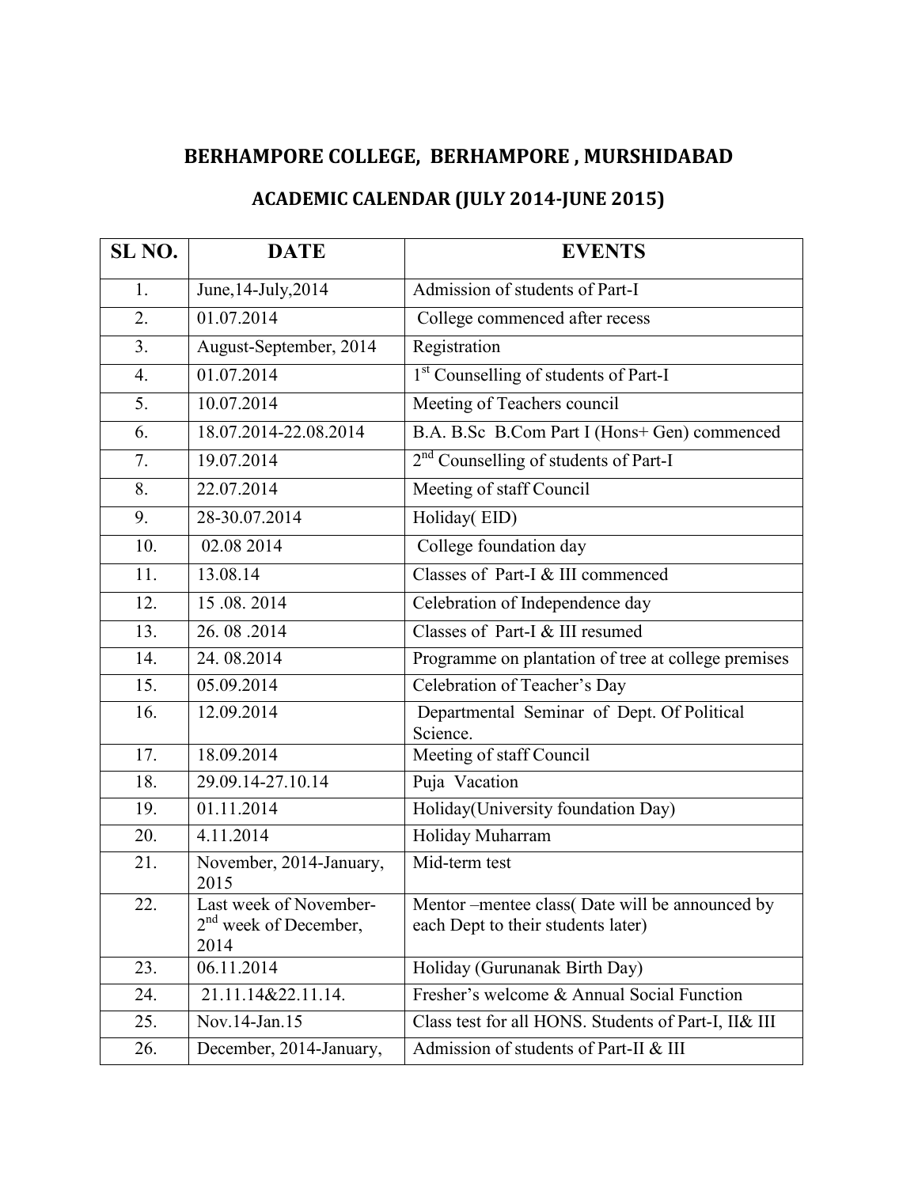# BERHAMPORE COLLEGE, BERHAMPORE , MURSHIDABAD

## ACADEMIC CALENDAR (JULY 2014-JUNE 2015)

| SL NO. | DATE | EVENTS |
|---|---|---|
| 1. | June,14-July,2014 | Admission of students of Part-I |
| 2. | 01.07.2014 | College commenced after recess |
| 3. | August-September, 2014 | Registration |
| 4. | 01.07.2014 | 1st Counselling of students of Part-I |
| 5. | 10.07.2014 | Meeting of Teachers council |
| 6. | 18.07.2014-22.08.2014 | B.A. B.Sc B.Com Part I (Hons+ Gen) commenced |
| 7. | 19.07.2014 | 2nd Counselling of students of Part-I |
| 8. | 22.07.2014 | Meeting of staff Council |
| 9. | 28-30.07.2014 | Holiday( EID) |
| 10. | 02.08 2014 | College foundation day |
| 11. | 13.08.14 | Classes of Part-I & III commenced |
| 12. | 15 .08. 2014 | Celebration of Independence day |
| 13. | 26. 08 .2014 | Classes of Part-I & III resumed |
| 14. | 24. 08.2014 | Programme on plantation of tree at college premises |
| 15. | 05.09.2014 | Celebration of Teacher's Day |
| 16. | 12.09.2014 | Departmental Seminar of Dept. Of Political Science. |
| 17. | 18.09.2014 | Meeting of staff Council |
| 18. | 29.09.14-27.10.14 | Puja Vacation |
| 19. | 01.11.2014 | Holiday(University foundation Day) |
| 20. | 4.11.2014 | Holiday Muharram |
| 21. | November, 2014-January, 2015 | Mid-term test |
| 22. | Last week of November-2nd week of December, 2014 | Mentor –mentee class( Date will be announced by each Dept to their students later) |
| 23. | 06.11.2014 | Holiday (Gurunanak Birth Day) |
| 24. | 21.11.14&22.11.14. | Fresher's welcome & Annual Social Function |
| 25. | Nov.14-Jan.15 | Class test for all HONS. Students of Part-I, II& III |
| 26. | December, 2014-January, | Admission of students of Part-II & III |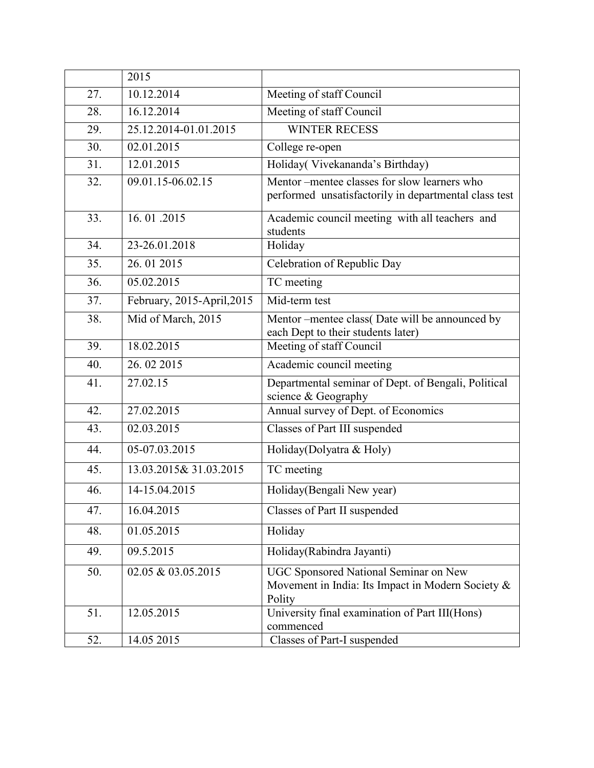| | | |
|---|---|---|
| | 2015 | |
| 27. | 10.12.2014 | Meeting of staff Council |
| 28. | 16.12.2014 | Meeting of staff Council |
| 29. | 25.12.2014-01.01.2015 | WINTER RECESS |
| 30. | 02.01.2015 | College re-open |
| 31. | 12.01.2015 | Holiday( Vivekananda's Birthday) |
| 32. | 09.01.15-06.02.15 | Mentor –mentee classes for slow learners who performed unsatisfactorily in departmental class test |
| 33. | 16. 01 .2015 | Academic council meeting with all teachers and students |
| 34. | 23-26.01.2018 | Holiday |
| 35. | 26. 01 2015 | Celebration of Republic Day |
| 36. | 05.02.2015 | TC meeting |
| 37. | February, 2015-April,2015 | Mid-term test |
| 38. | Mid of March, 2015 | Mentor –mentee class( Date will be announced by each Dept to their students later) |
| 39. | 18.02.2015 | Meeting of staff Council |
| 40. | 26. 02 2015 | Academic council meeting |
| 41. | 27.02.15 | Departmental seminar of Dept. of Bengali, Political science & Geography |
| 42. | 27.02.2015 | Annual survey of Dept. of Economics |
| 43. | 02.03.2015 | Classes of Part III suspended |
| 44. | 05-07.03.2015 | Holiday(Dolyatra & Holy) |
| 45. | 13.03.2015& 31.03.2015 | TC meeting |
| 46. | 14-15.04.2015 | Holiday(Bengali New year) |
| 47. | 16.04.2015 | Classes of Part II suspended |
| 48. | 01.05.2015 | Holiday |
| 49. | 09.5.2015 | Holiday(Rabindra Jayanti) |
| 50. | 02.05 & 03.05.2015 | UGC Sponsored National Seminar on New Movement in India: Its Impact in Modern Society & Polity |
| 51. | 12.05.2015 | University final examination of Part III(Hons) commenced |
| 52. | 14.05 2015 | Classes of Part-I suspended |